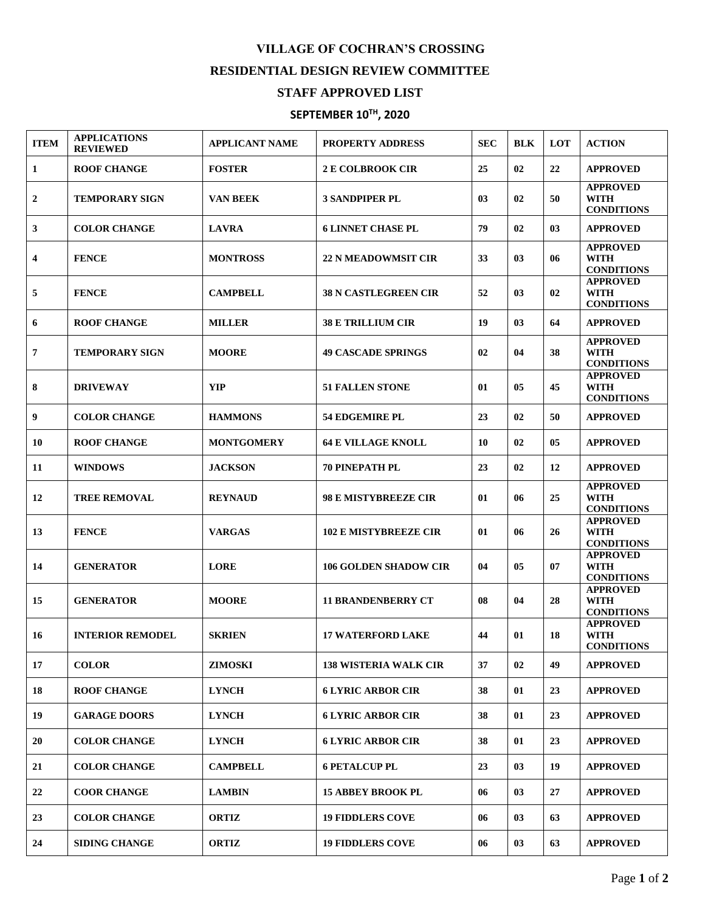# VILLAGE OF COCHRAN'S CROSSING

## RESIDENTIAL DESIGN REVIEW COMMITTEE

## STAFF APPROVED LIST

## SEPTEMBER 10TH, 2020

| ITEM | APPLICATIONS REVIEWED | APPLICANT NAME | PROPERTY ADDRESS | SEC | BLK | LOT | ACTION |
|---|---|---|---|---|---|---|---|
| 1 | ROOF CHANGE | FOSTER | 2 E COLBROOK CIR | 25 | 02 | 22 | APPROVED |
| 2 | TEMPORARY SIGN | VAN BEEK | 3 SANDPIPER PL | 03 | 02 | 50 | APPROVED WITH CONDITIONS |
| 3 | COLOR CHANGE | LAVRA | 6 LINNET CHASE PL | 79 | 02 | 03 | APPROVED |
| 4 | FENCE | MONTROSS | 22 N MEADOWMSIT CIR | 33 | 03 | 06 | APPROVED WITH CONDITIONS |
| 5 | FENCE | CAMPBELL | 38 N CASTLEGREEN CIR | 52 | 03 | 02 | APPROVED WITH CONDITIONS |
| 6 | ROOF CHANGE | MILLER | 38 E TRILLIUM CIR | 19 | 03 | 64 | APPROVED |
| 7 | TEMPORARY SIGN | MOORE | 49 CASCADE SPRINGS | 02 | 04 | 38 | APPROVED WITH CONDITIONS |
| 8 | DRIVEWAY | YIP | 51 FALLEN STONE | 01 | 05 | 45 | APPROVED WITH CONDITIONS |
| 9 | COLOR CHANGE | HAMMONS | 54 EDGEMIRE PL | 23 | 02 | 50 | APPROVED |
| 10 | ROOF CHANGE | MONTGOMERY | 64 E VILLAGE KNOLL | 10 | 02 | 05 | APPROVED |
| 11 | WINDOWS | JACKSON | 70 PINEPATH PL | 23 | 02 | 12 | APPROVED |
| 12 | TREE REMOVAL | REYNAUD | 98 E MISTYBREEZE CIR | 01 | 06 | 25 | APPROVED WITH CONDITIONS |
| 13 | FENCE | VARGAS | 102 E MISTYBREEZE CIR | 01 | 06 | 26 | APPROVED WITH CONDITIONS |
| 14 | GENERATOR | LORE | 106 GOLDEN SHADOW CIR | 04 | 05 | 07 | APPROVED WITH CONDITIONS |
| 15 | GENERATOR | MOORE | 11 BRANDENBERRY CT | 08 | 04 | 28 | APPROVED WITH CONDITIONS |
| 16 | INTERIOR REMODEL | SKRIEN | 17 WATERFORD LAKE | 44 | 01 | 18 | APPROVED WITH CONDITIONS |
| 17 | COLOR | ZIMOSKI | 138 WISTERIA WALK CIR | 37 | 02 | 49 | APPROVED |
| 18 | ROOF CHANGE | LYNCH | 6 LYRIC ARBOR CIR | 38 | 01 | 23 | APPROVED |
| 19 | GARAGE DOORS | LYNCH | 6 LYRIC ARBOR CIR | 38 | 01 | 23 | APPROVED |
| 20 | COLOR CHANGE | LYNCH | 6 LYRIC ARBOR CIR | 38 | 01 | 23 | APPROVED |
| 21 | COLOR CHANGE | CAMPBELL | 6 PETALCUP PL | 23 | 03 | 19 | APPROVED |
| 22 | COOR CHANGE | LAMBIN | 15 ABBEY BROOK PL | 06 | 03 | 27 | APPROVED |
| 23 | COLOR CHANGE | ORTIZ | 19 FIDDLERS COVE | 06 | 03 | 63 | APPROVED |
| 24 | SIDING CHANGE | ORTIZ | 19 FIDDLERS COVE | 06 | 03 | 63 | APPROVED |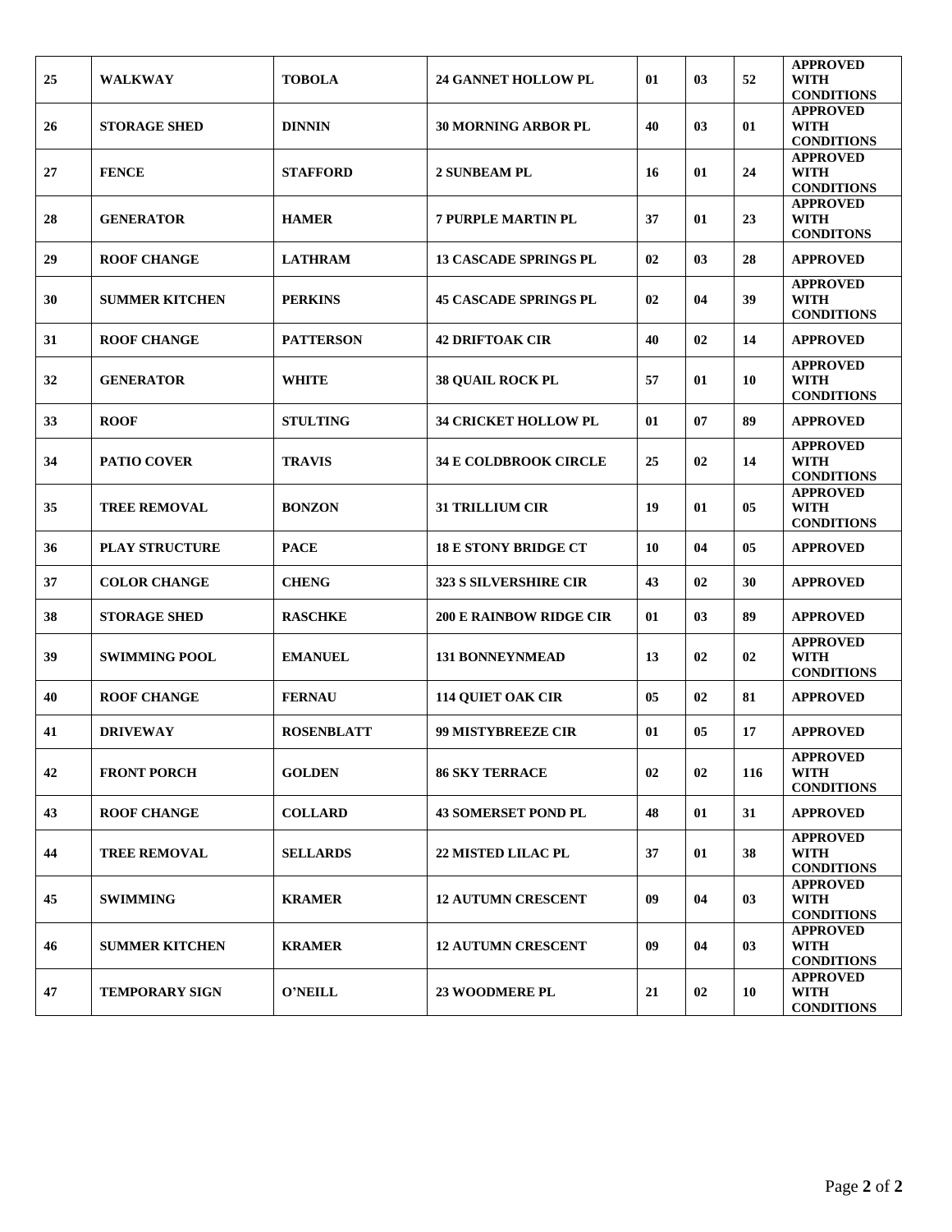| | | | | | | | |
|---|---|---|---|---|---|---|---|
| 25 | WALKWAY | TOBOLA | 24 GANNET HOLLOW PL | 01 | 03 | 52 | APPROVED WITH CONDITIONS |
| 26 | STORAGE SHED | DINNIN | 30 MORNING ARBOR PL | 40 | 03 | 01 | APPROVED WITH CONDITIONS |
| 27 | FENCE | STAFFORD | 2 SUNBEAM PL | 16 | 01 | 24 | APPROVED WITH CONDITIONS |
| 28 | GENERATOR | HAMER | 7 PURPLE MARTIN PL | 37 | 01 | 23 | APPROVED WITH CONDITONS |
| 29 | ROOF CHANGE | LATHRAM | 13 CASCADE SPRINGS PL | 02 | 03 | 28 | APPROVED |
| 30 | SUMMER KITCHEN | PERKINS | 45 CASCADE SPRINGS PL | 02 | 04 | 39 | APPROVED WITH CONDITIONS |
| 31 | ROOF CHANGE | PATTERSON | 42 DRIFTOAK CIR | 40 | 02 | 14 | APPROVED |
| 32 | GENERATOR | WHITE | 38 QUAIL ROCK PL | 57 | 01 | 10 | APPROVED WITH CONDITIONS |
| 33 | ROOF | STULTING | 34 CRICKET HOLLOW PL | 01 | 07 | 89 | APPROVED |
| 34 | PATIO COVER | TRAVIS | 34 E COLDBROOK CIRCLE | 25 | 02 | 14 | APPROVED WITH CONDITIONS |
| 35 | TREE REMOVAL | BONZON | 31 TRILLIUM CIR | 19 | 01 | 05 | APPROVED WITH CONDITIONS |
| 36 | PLAY STRUCTURE | PACE | 18 E STONY BRIDGE CT | 10 | 04 | 05 | APPROVED |
| 37 | COLOR CHANGE | CHENG | 323 S SILVERSHIRE CIR | 43 | 02 | 30 | APPROVED |
| 38 | STORAGE SHED | RASCHKE | 200 E RAINBOW RIDGE CIR | 01 | 03 | 89 | APPROVED |
| 39 | SWIMMING POOL | EMANUEL | 131 BONNEYNMEAD | 13 | 02 | 02 | APPROVED WITH CONDITIONS |
| 40 | ROOF CHANGE | FERNAU | 114 QUIET OAK CIR | 05 | 02 | 81 | APPROVED |
| 41 | DRIVEWAY | ROSENBLATT | 99 MISTYBREEZE CIR | 01 | 05 | 17 | APPROVED |
| 42 | FRONT PORCH | GOLDEN | 86 SKY TERRACE | 02 | 02 | 116 | APPROVED WITH CONDITIONS |
| 43 | ROOF CHANGE | COLLARD | 43 SOMERSET POND PL | 48 | 01 | 31 | APPROVED |
| 44 | TREE REMOVAL | SELLARDS | 22 MISTED LILAC PL | 37 | 01 | 38 | APPROVED WITH CONDITIONS |
| 45 | SWIMMING | KRAMER | 12 AUTUMN CRESCENT | 09 | 04 | 03 | APPROVED WITH CONDITIONS |
| 46 | SUMMER KITCHEN | KRAMER | 12 AUTUMN CRESCENT | 09 | 04 | 03 | APPROVED WITH CONDITIONS |
| 47 | TEMPORARY SIGN | O'NEILL | 23 WOODMERE PL | 21 | 02 | 10 | APPROVED WITH CONDITIONS |